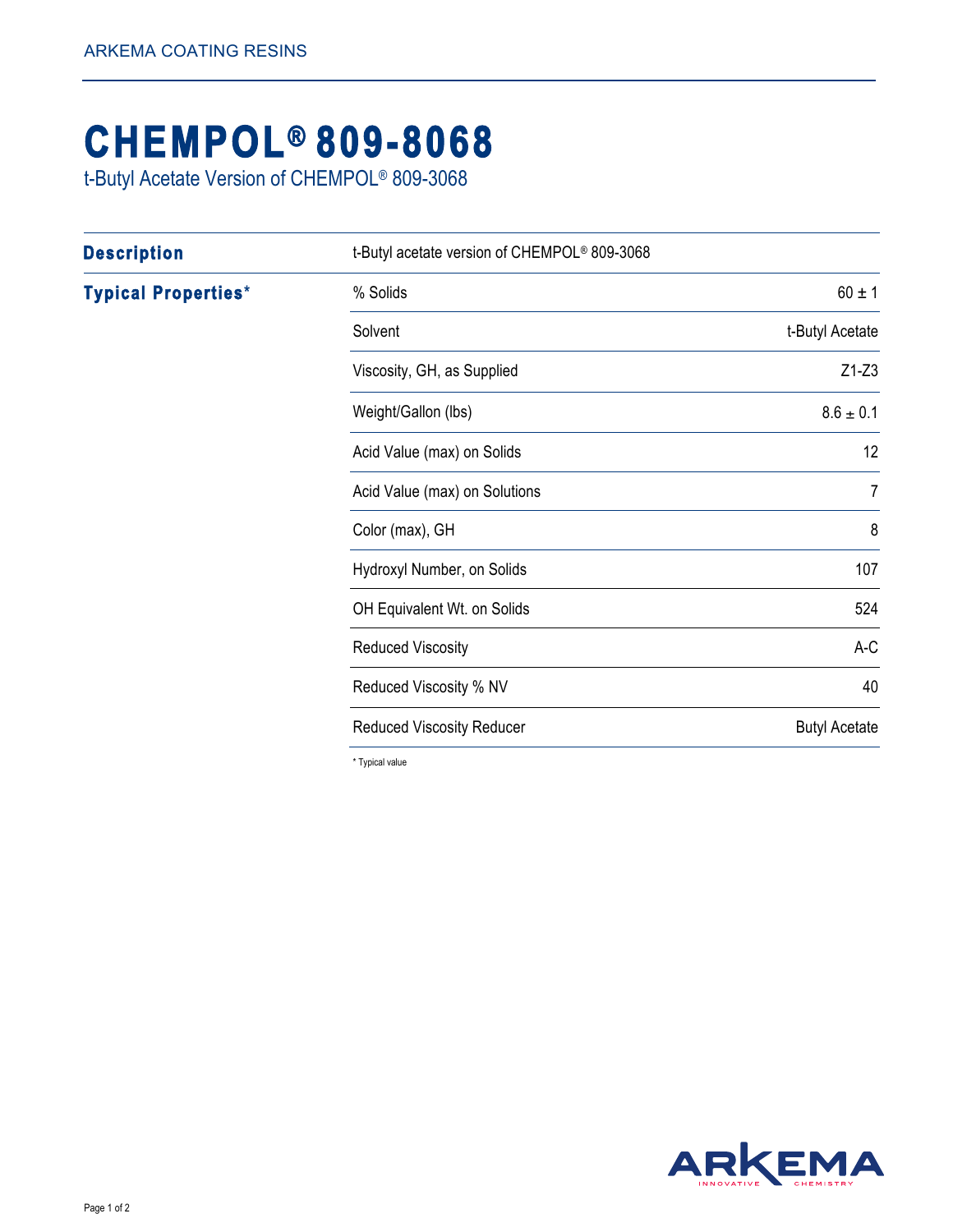# CHEMPOL® 809-8068

t-Butyl Acetate Version of CHEMPOL® 809-3068

## Description

t-Butyl acetate version of CHEMPOL® 809-3068

## Typical Properties*

| Property | Value |
|---|---|
| % Solids | 60 ± 1 |
| Solvent | t-Butyl Acetate |
| Viscosity, GH, as Supplied | Z1-Z3 |
| Weight/Gallon (lbs) | 8.6 ± 0.1 |
| Acid Value (max) on Solids | 12 |
| Acid Value (max) on Solutions | 7 |
| Color (max), GH | 8 |
| Hydroxyl Number, on Solids | 107 |
| OH Equivalent Wt. on Solids | 524 |
| Reduced Viscosity | A-C |
| Reduced Viscosity % NV | 40 |
| Reduced Viscosity Reducer | Butyl Acetate |

* Typical value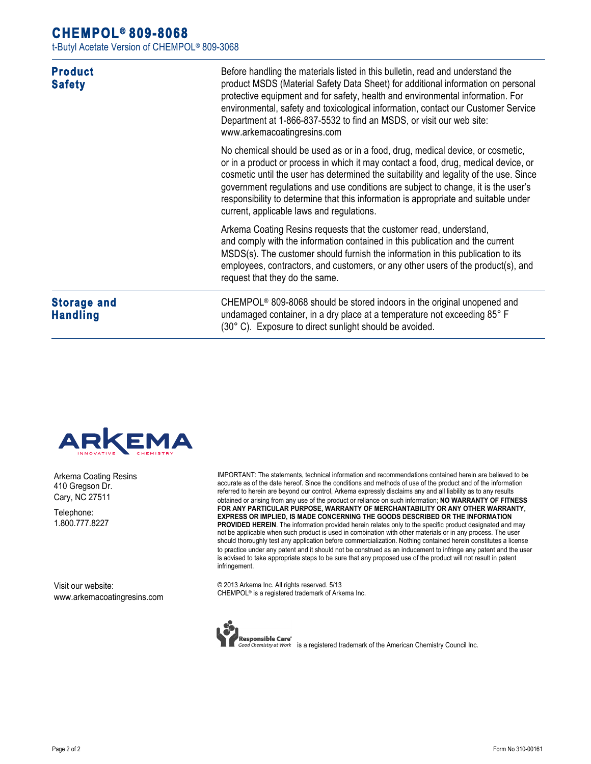# CHEMPOL® 809-8068

t-Butyl Acetate Version of CHEMPOL® 809-3068

## Product Safety

Before handling the materials listed in this bulletin, read and understand the product MSDS (Material Safety Data Sheet) for additional information on personal protective equipment and for safety, health and environmental information. For environmental, safety and toxicological information, contact our Customer Service Department at 1-866-837-5532 to find an MSDS, or visit our web site: www.arkemacoatingresins.com

No chemical should be used as or in a food, drug, medical device, or cosmetic, or in a product or process in which it may contact a food, drug, medical device, or cosmetic until the user has determined the suitability and legality of the use. Since government regulations and use conditions are subject to change, it is the user's responsibility to determine that this information is appropriate and suitable under current, applicable laws and regulations.

Arkema Coating Resins requests that the customer read, understand, and comply with the information contained in this publication and the current MSDS(s). The customer should furnish the information in this publication to its employees, contractors, and customers, or any other users of the product(s), and request that they do the same.

## Storage and Handling

CHEMPOL® 809-8068 should be stored indoors in the original unopened and undamaged container, in a dry place at a temperature not exceeding 85° F (30° C). Exposure to direct sunlight should be avoided.

ARKEMA
INNOVATIVE CHEMISTRY

Arkema Coating Resins
410 Gregson Dr.
Cary, NC 27511

Telephone:
1.800.777.8227

Visit our website:
www.arkemacoatingresins.com

IMPORTANT: The statements, technical information and recommendations contained herein are believed to be accurate as of the date hereof. Since the conditions and methods of use of the product and of the information referred to herein are beyond our control, Arkema expressly disclaims any and all liability as to any results obtained or arising from any use of the product or reliance on such information; **NO WARRANTY OF FITNESS FOR ANY PARTICULAR PURPOSE, WARRANTY OF MERCHANTABILITY OR ANY OTHER WARRANTY, EXPRESS OR IMPLIED, IS MADE CONCERNING THE GOODS DESCRIBED OR THE INFORMATION PROVIDED HEREIN**. The information provided herein relates only to the specific product designated and may not be applicable when such product is used in combination with other materials or in any process. The user should thoroughly test any application before commercialization. Nothing contained herein constitutes a license to practice under any patent and it should not be construed as an inducement to infringe any patent and the user is advised to take appropriate steps to be sure that any proposed use of the product will not result in patent infringement.

© 2013 Arkema Inc. All rights reserved. 5/13
CHEMPOL® is a registered trademark of Arkema Inc.

Responsible Care® Good Chemistry at Work is a registered trademark of the American Chemistry Council Inc.

Form No 310-00161